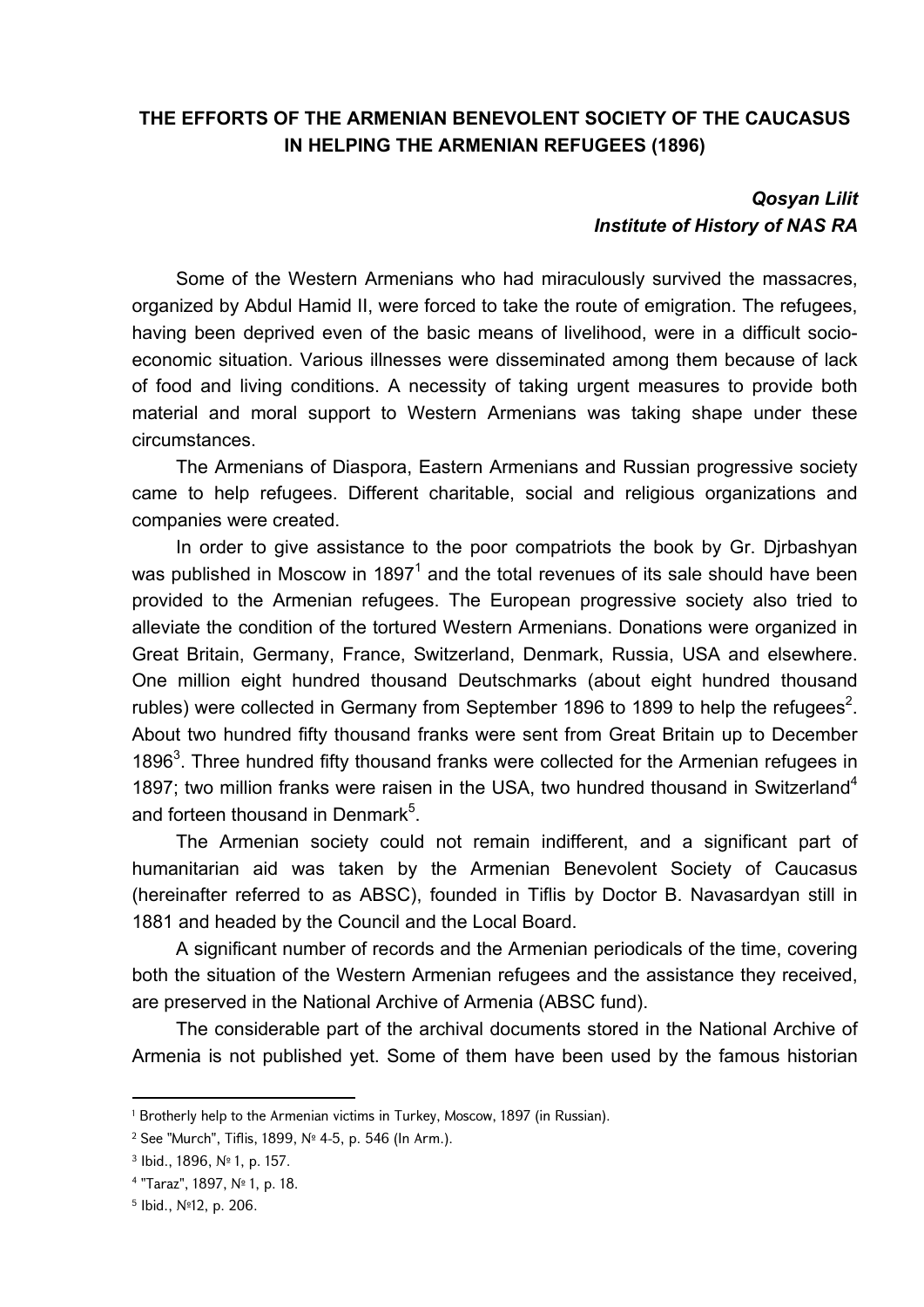**THE EFFORTS OF THE ARMENIAN BENEVOLENT SOCIETY OF THE CAUCASUS IN HELPING THE ARMENIAN REFUGEES (1896)**

***Qosyan Lilit***
***Institute of History of NAS RA***

Some of the Western Armenians who had miraculously survived the massacres, organized by Abdul Hamid II, were forced to take the route of emigration. The refugees, having been deprived even of the basic means of livelihood, were in a difficult socio-economic situation. Various illnesses were disseminated among them because of lack of food and living conditions. A necessity of taking urgent measures to provide both material and moral support to Western Armenians was taking shape under these circumstances.

The Armenians of Diaspora, Eastern Armenians and Russian progressive society came to help refugees. Different charitable, social and religious organizations and companies were created.

In order to give assistance to the poor compatriots the book by Gr. Djrbashyan was published in Moscow in 1897[1] and the total revenues of its sale should have been provided to the Armenian refugees. The European progressive society also tried to alleviate the condition of the tortured Western Armenians. Donations were organized in Great Britain, Germany, France, Switzerland, Denmark, Russia, USA and elsewhere. One million eight hundred thousand Deutschmarks (about eight hundred thousand rubles) were collected in Germany from September 1896 to 1899 to help the refugees[2]. About two hundred fifty thousand franks were sent from Great Britain up to December 1896[3]. Three hundred fifty thousand franks were collected for the Armenian refugees in 1897; two million franks were raisen in the USA, two hundred thousand in Switzerland[4] and forteen thousand in Denmark[5].

The Armenian society could not remain indifferent, and a significant part of humanitarian aid was taken by the Armenian Benevolent Society of Caucasus (hereinafter referred to as ABSC), founded in Tiflis by Doctor B. Navasardyan still in 1881 and headed by the Council and the Local Board.

A significant number of records and the Armenian periodicals of the time, covering both the situation of the Western Armenian refugees and the assistance they received, are preserved in the National Archive of Armenia (ABSC fund).

The considerable part of the archival documents stored in the National Archive of Armenia is not published yet. Some of them have been used by the famous historian

---

[1] Brotherly help to the Armenian victims in Turkey, Moscow, 1897 (in Russian).

[2] See "Murch", Tiflis, 1899, № 4-5, p. 546 (In Arm.).

[3] Ibid., 1896, № 1, p. 157.

[4] "Taraz", 1897, № 1, p. 18.

[5] Ibid., №12, p. 206.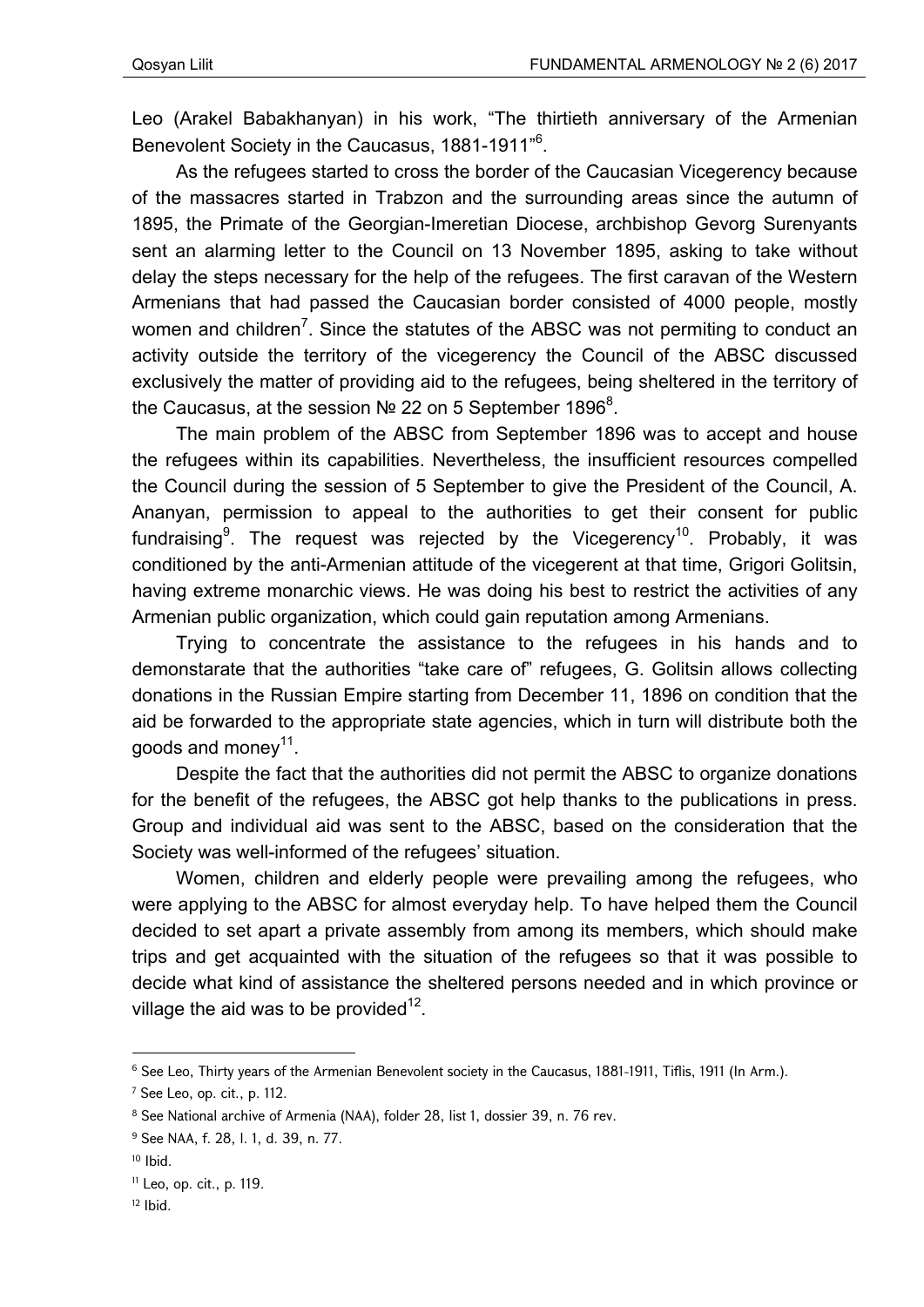Leo (Arakel Babakhanyan) in his work, “The thirtieth anniversary of the Armenian Benevolent Society in the Caucasus, 1881-1911”[6].

As the refugees started to cross the border of the Caucasian Vicegerency because of the massacres started in Trabzon and the surrounding areas since the autumn of 1895, the Primate of the Georgian-Imeretian Diocese, archbishop Gevorg Surenyants sent an alarming letter to the Council on 13 November 1895, asking to take without delay the steps necessary for the help of the refugees. The first caravan of the Western Armenians that had passed the Caucasian border consisted of 4000 people, mostly women and children[7]. Since the statutes of the ABSC was not permiting to conduct an activity outside the territory of the vicegerency the Council of the ABSC discussed exclusively the matter of providing aid to the refugees, being sheltered in the territory of the Caucasus, at the session № 22 on 5 September 1896[8].

The main problem of the ABSC from September 1896 was to accept and house the refugees within its capabilities. Nevertheless, the insufficient resources compelled the Council during the session of 5 September to give the President of the Council, A. Ananyan, permission to appeal to the authorities to get their consent for public fundraising[9]. The request was rejected by the Vicegerency[10]. Probably, it was conditioned by the anti-Armenian attitude of the vicegerent at that time, Grigori Golitsin, having extreme monarchic views. He was doing his best to restrict the activities of any Armenian public organization, which could gain reputation among Armenians.

Trying to concentrate the assistance to the refugees in his hands and to demonstarate that the authorities “take care of” refugees, G. Golitsin allows collecting donations in the Russian Empire starting from December 11, 1896 on condition that the aid be forwarded to the appropriate state agencies, which in turn will distribute both the goods and money[11].

Despite the fact that the authorities did not permit the ABSC to organize donations for the benefit of the refugees, the ABSC got help thanks to the publications in press. Group and individual aid was sent to the ABSC, based on the consideration that the Society was well-informed of the refugees’ situation.

Women, children and elderly people were prevailing among the refugees, who were applying to the ABSC for almost everyday help. To have helped them the Council decided to set apart a private assembly from among its members, which should make trips and get acquainted with the situation of the refugees so that it was possible to decide what kind of assistance the sheltered persons needed and in which province or village the aid was to be provided[12].

---

[6] See Leo, Thirty years of the Armenian Benevolent society in the Caucasus, 1881-1911, Tiflis, 1911 (In Arm.).

[7] See Leo, op. cit., p. 112.

[8] See National archive of Armenia (NAA), folder 28, list 1, dossier 39, n. 76 rev.

[9] See NAA, f. 28, l. 1, d. 39, n. 77.

[10] Ibid.

[11] Leo, op. cit., p. 119.

[12] Ibid.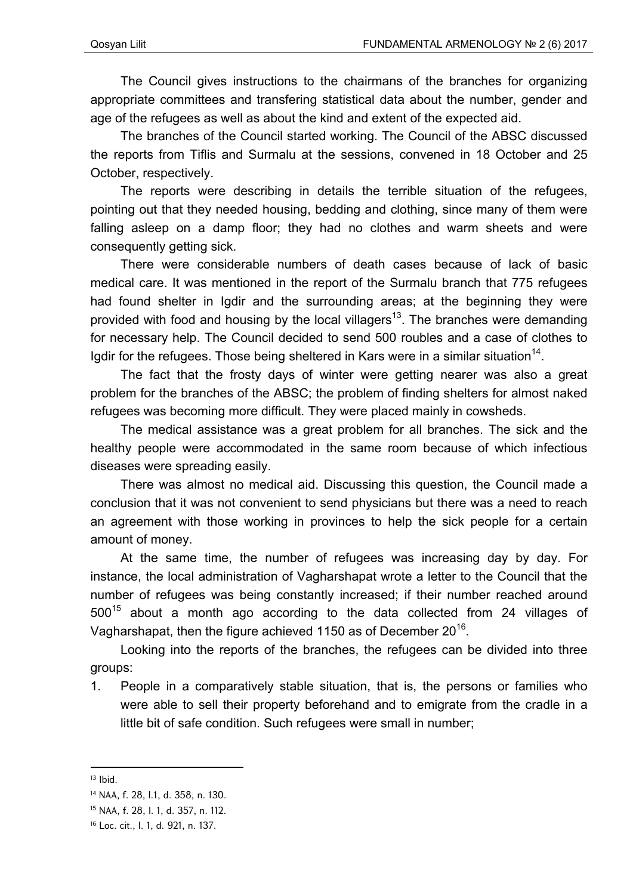The Council gives instructions to the chairmans of the branches for organizing appropriate committees and transfering statistical data about the number, gender and age of the refugees as well as about the kind and extent of the expected aid.

The branches of the Council started working. The Council of the ABSC discussed the reports from Tiflis and Surmalu at the sessions, convened in 18 October and 25 October, respectively.

The reports were describing in details the terrible situation of the refugees, pointing out that they needed housing, bedding and clothing, since many of them were falling asleep on a damp floor; they had no clothes and warm sheets and were consequently getting sick.

There were considerable numbers of death cases because of lack of basic medical care. It was mentioned in the report of the Surmalu branch that 775 refugees had found shelter in Igdir and the surrounding areas; at the beginning they were provided with food and housing by the local villagers[13]. The branches were demanding for necessary help. The Council decided to send 500 roubles and a case of clothes to Igdir for the refugees. Those being sheltered in Kars were in a similar situation[14].

The fact that the frosty days of winter were getting nearer was also a great problem for the branches of the ABSC; the problem of finding shelters for almost naked refugees was becoming more difficult. They were placed mainly in cowsheds.

The medical assistance was a great problem for all branches. The sick and the healthy people were accommodated in the same room because of which infectious diseases were spreading easily.

There was almost no medical aid. Discussing this question, the Council made a conclusion that it was not convenient to send physicians but there was a need to reach an agreement with those working in provinces to help the sick people for a certain amount of money.

At the same time, the number of refugees was increasing day by day. For instance, the local administration of Vagharshapat wrote a letter to the Council that the number of refugees was being constantly increased; if their number reached around 500[15] about a month ago according to the data collected from 24 villages of Vagharshapat, then the figure achieved 1150 as of December 20[16].

Looking into the reports of the branches, the refugees can be divided into three groups:

1. People in a comparatively stable situation, that is, the persons or families who were able to sell their property beforehand and to emigrate from the cradle in a little bit of safe condition. Such refugees were small in number;

---

[13] Ibid.

[14] NAA, f. 28, l.1, d. 358, n. 130.

[15] NAA, f. 28, l. 1, d. 357, n. 112.

[16] Loc. cit., l. 1, d. 921, n. 137.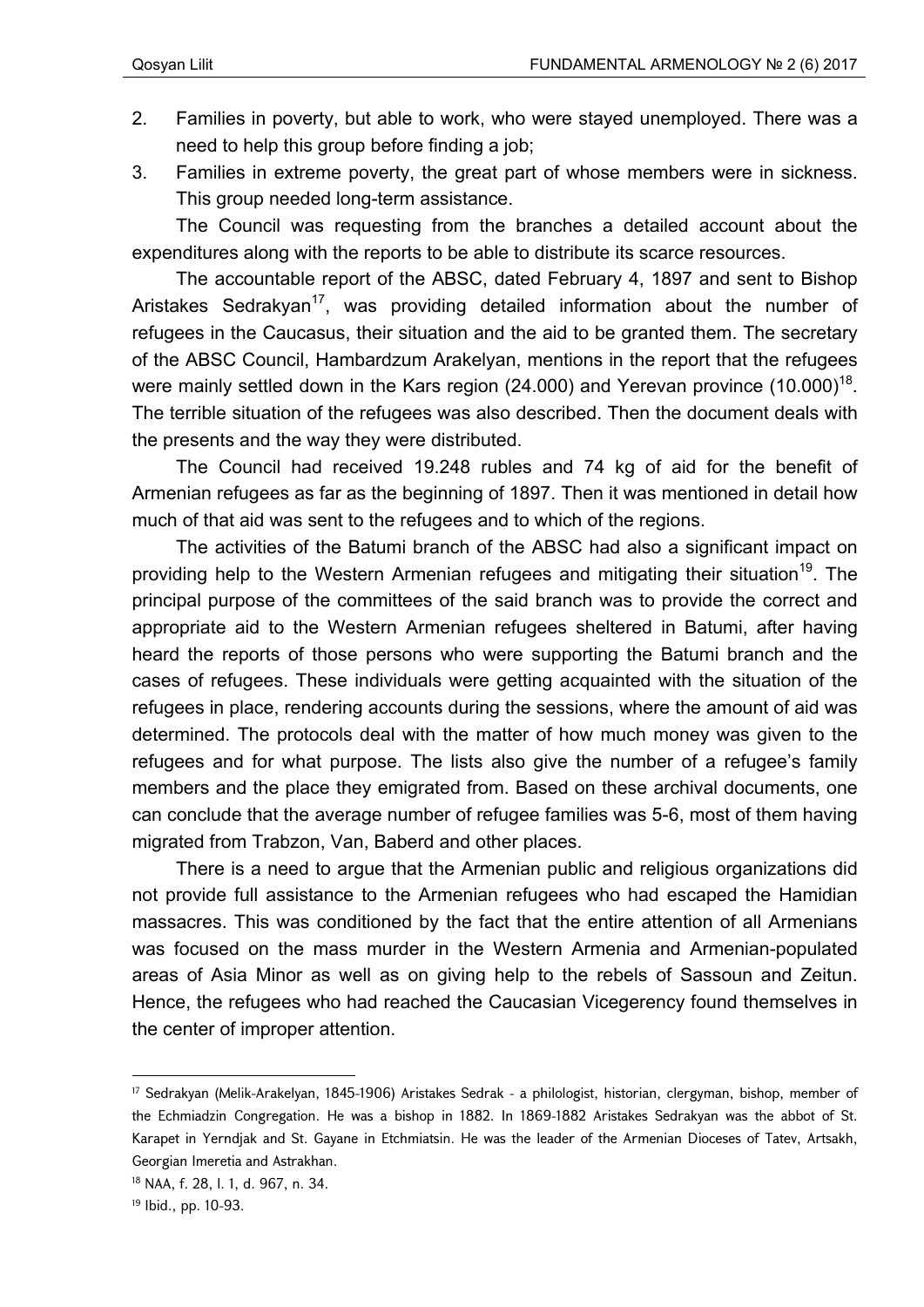2. Families in poverty, but able to work, who were stayed unemployed. There was a need to help this group before finding a job;
3. Families in extreme poverty, the great part of whose members were in sickness. This group needed long-term assistance.

The Council was requesting from the branches a detailed account about the expenditures along with the reports to be able to distribute its scarce resources.

The accountable report of the ABSC, dated February 4, 1897 and sent to Bishop Aristakes Sedrakyan[17], was providing detailed information about the number of refugees in the Caucasus, their situation and the aid to be granted them. The secretary of the ABSC Council, Hambardzum Arakelyan, mentions in the report that the refugees were mainly settled down in the Kars region (24.000) and Yerevan province (10.000)[18]. The terrible situation of the refugees was also described. Then the document deals with the presents and the way they were distributed.

The Council had received 19.248 rubles and 74 kg of aid for the benefit of Armenian refugees as far as the beginning of 1897. Then it was mentioned in detail how much of that aid was sent to the refugees and to which of the regions.

The activities of the Batumi branch of the ABSC had also a significant impact on providing help to the Western Armenian refugees and mitigating their situation[19]. The principal purpose of the committees of the said branch was to provide the correct and appropriate aid to the Western Armenian refugees sheltered in Batumi, after having heard the reports of those persons who were supporting the Batumi branch and the cases of refugees. These individuals were getting acquainted with the situation of the refugees in place, rendering accounts during the sessions, where the amount of aid was determined. The protocols deal with the matter of how much money was given to the refugees and for what purpose. The lists also give the number of a refugee's family members and the place they emigrated from. Based on these archival documents, one can conclude that the average number of refugee families was 5-6, most of them having migrated from Trabzon, Van, Baberd and other places.

There is a need to argue that the Armenian public and religious organizations did not provide full assistance to the Armenian refugees who had escaped the Hamidian massacres. This was conditioned by the fact that the entire attention of all Armenians was focused on the mass murder in the Western Armenia and Armenian-populated areas of Asia Minor as well as on giving help to the rebels of Sassoun and Zeitun. Hence, the refugees who had reached the Caucasian Vicegerency found themselves in the center of improper attention.

---

[17] Sedrakyan (Melik-Arakelyan, 1845-1906) Aristakes Sedrak - a philologist, historian, clergyman, bishop, member of the Echmiadzin Congregation. He was a bishop in 1882. In 1869-1882 Aristakes Sedrakyan was the abbot of St. Karapet in Yerndjak and St. Gayane in Etchmiatsin. He was the leader of the Armenian Dioceses of Tatev, Artsakh, Georgian Imeretia and Astrakhan.

[18] NAA, f. 28, l. 1, d. 967, n. 34.

[19] Ibid., pp. 10-93.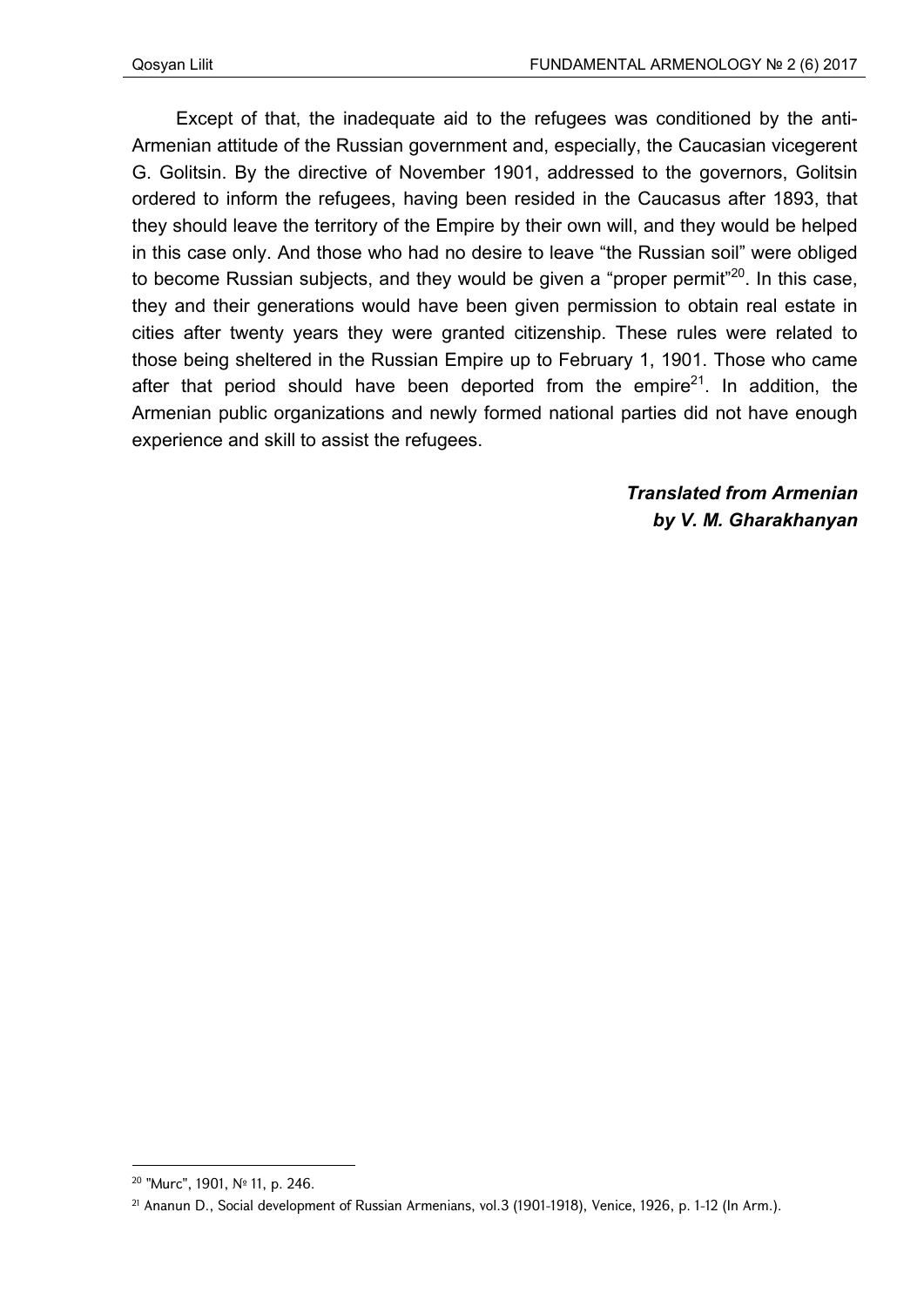Except of that, the inadequate aid to the refugees was conditioned by the anti-Armenian attitude of the Russian government and, especially, the Caucasian vicegerent G. Golitsin. By the directive of November 1901, addressed to the governors, Golitsin ordered to inform the refugees, having been resided in the Caucasus after 1893, that they should leave the territory of the Empire by their own will, and they would be helped in this case only. And those who had no desire to leave "the Russian soil" were obliged to become Russian subjects, and they would be given a "proper permit"[20]. In this case, they and their generations would have been given permission to obtain real estate in cities after twenty years they were granted citizenship. These rules were related to those being sheltered in the Russian Empire up to February 1, 1901. Those who came after that period should have been deported from the empire[21]. In addition, the Armenian public organizations and newly formed national parties did not have enough experience and skill to assist the refugees.

***Translated from Armenian***
***by V. M. Gharakhanyan***

---

[20] "Murc", 1901, № 11, p. 246.

[21] Ananun D., Social development of Russian Armenians, vol.3 (1901-1918), Venice, 1926, p. 1-12 (In Arm.).